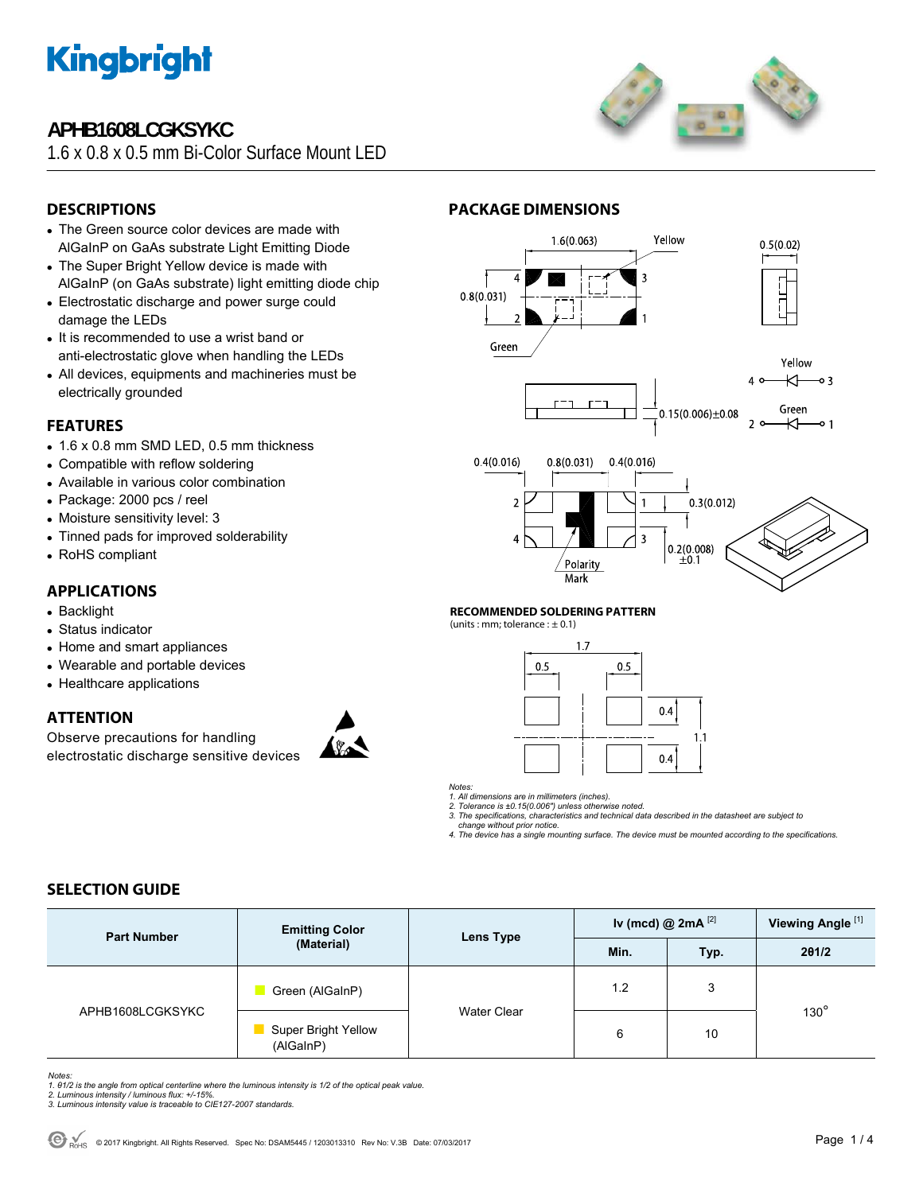# APHB1608LCGKSYKC

1.6 x 0.8 x 0.5 mm Bi-Color Surface Mount LED

## DESCRIPTIONS

- The Green source color devices are made with AlGaInP on GaAs substrate Light Emitting Diode
- The Super Bright Yellow device is made with AlGaInP (on GaAs substrate) light emitting diode chip
- Electrostatic discharge and power surge could damage the LEDs
- It is recommended to use a wrist band or anti-electrostatic glove when handling the LEDs
- All devices, equipments and machineries must be electrically grounded

## FEATURES

- 1.6 x 0.8 mm SMD LED, 0.5 mm thickness
- Compatible with reflow soldering
- Available in various color combination
- Package: 2000 pcs / reel
- Moisture sensitivity level: 3
- Tinned pads for improved solderability
- RoHS compliant

## APPLICATIONS

- Backlight
- Status indicator
- Home and smart appliances
- Wearable and portable devices
- Healthcare applications

## ATTENTION

Observe precautions for handling electrostatic discharge sensitive devices

## PACKAGE DIMENSIONS

1.6(0.063)
Yellow
0.5(0.02)
0.8(0.031)
4
3
2
1
Green
Yellow
4 3
Green
2 1
0.15(0.006)±0.08
0.4(0.016) 0.8(0.031) 0.4(0.016)
0.3(0.012)
0.2(0.008) ±0.1
Polarity Mark

**RECOMMENDED SOLDERING PATTERN**

(units : mm; tolerance : ± 0.1)

1.7
0.5 0.5
0.4
1.1
0.4

*Notes:*
*1. All dimensions are in millimeters (inches).*
*2. Tolerance is ±0.15(0.006") unless otherwise noted.*
*3. The specifications, characteristics and technical data described in the datasheet are subject to change without prior notice.*
*4. The device has a single mounting surface. The device must be mounted according to the specifications.*

## SELECTION GUIDE

| Part Number | Emitting Color (Material) | Lens Type | Iv (mcd) @ 2mA [2] | | Viewing Angle [1] |
|---|---|---|---|---|---|
| | | | Min. | Typ. | 2θ1/2 |
| APHB1608LCGKSYKC | Green (AlGaInP) | Water Clear | 1.2 | 3 | 130° |
| | Super Bright Yellow (AlGaInP) | | 6 | 10 | |

*Notes:*
*1. θ1/2 is the angle from optical centerline where the luminous intensity is 1/2 of the optical peak value.*
*2. Luminous intensity / luminous flux: +/-15%.*
*3. Luminous intensity value is traceable to CIE127-2007 standards.*

© 2017 Kingbright. All Rights Reserved. Spec No: DSAM5445 / 1203013310 Rev No: V.3B Date: 07/03/2017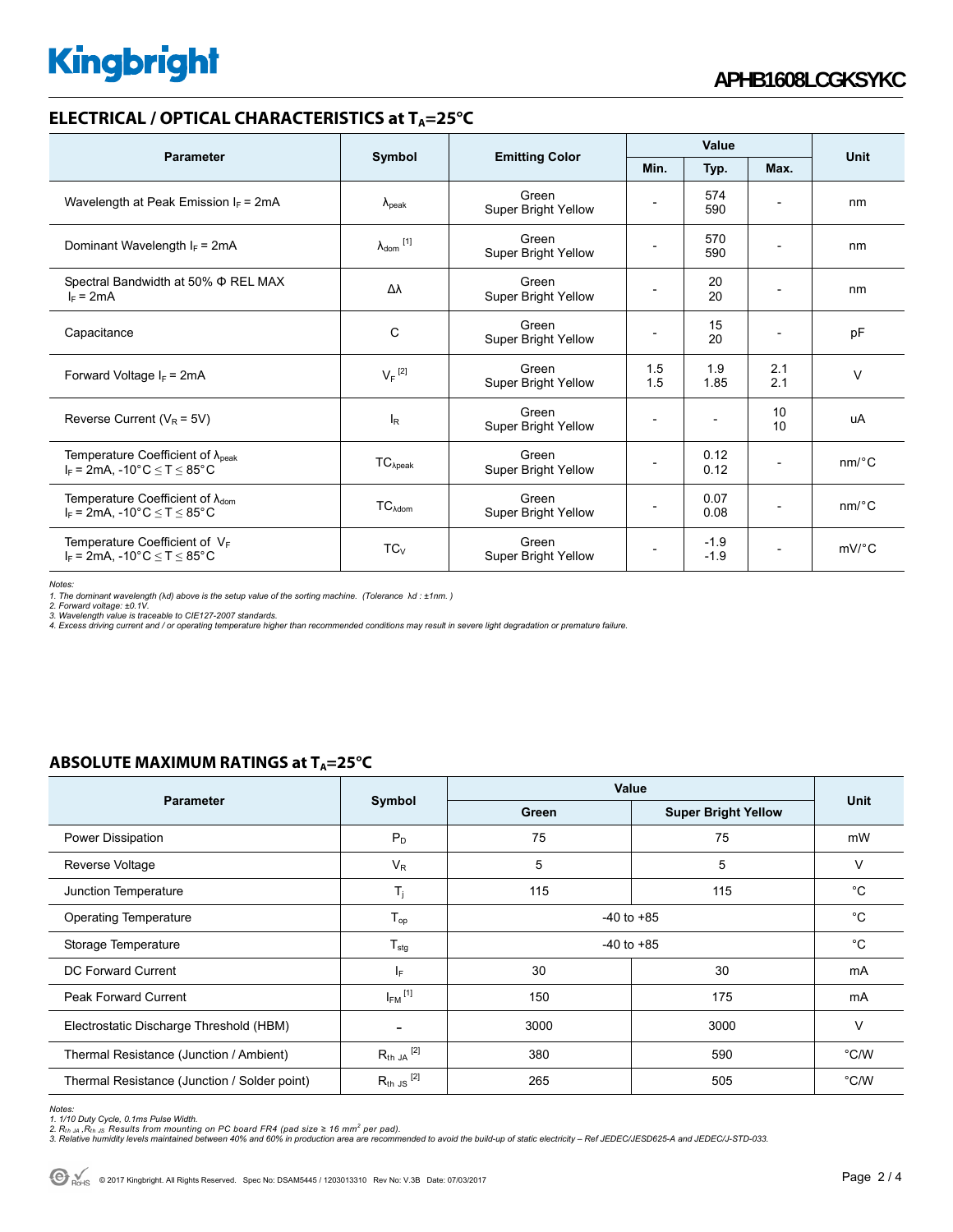## ELECTRICAL / OPTICAL CHARACTERISTICS at $T_A$=25°C

| Parameter | Symbol | Emitting Color | Value | | | Unit |
|---|---|---|---|---|---|---|
| | | | Min. | Typ. | Max. | |
| Wavelength at Peak Emission $I_F$ = 2mA | $\lambda_{peak}$ | Green<br>Super Bright Yellow | - | 574<br>590 | - | nm |
| Dominant Wavelength $I_F$ = 2mA | $\lambda_{dom}$ [1] | Green<br>Super Bright Yellow | - | 570<br>590 | - | nm |
| Spectral Bandwidth at 50% Φ REL MAX<br>$I_F$ = 2mA | Δλ | Green<br>Super Bright Yellow | - | 20<br>20 | - | nm |
| Capacitance | C | Green<br>Super Bright Yellow | - | 15<br>20 | - | pF |
| Forward Voltage $I_F$ = 2mA | $V_F$ [2] | Green<br>Super Bright Yellow | 1.5<br>1.5 | 1.9<br>1.85 | 2.1<br>2.1 | V |
| Reverse Current ($V_R$ = 5V) | $I_R$ | Green<br>Super Bright Yellow | - | - | 10<br>10 | uA |
| Temperature Coefficient of $\lambda_{peak}$<br>$I_F$ = 2mA, -10°C ≤ T ≤ 85°C | $TC_{\lambda peak}$ | Green<br>Super Bright Yellow | - | 0.12<br>0.12 | - | nm/°C |
| Temperature Coefficient of $\lambda_{dom}$<br>$I_F$ = 2mA, -10°C ≤ T ≤ 85°C | $TC_{\lambda dom}$ | Green<br>Super Bright Yellow | - | 0.07<br>0.08 | - | nm/°C |
| Temperature Coefficient of $V_F$<br>$I_F$ = 2mA, -10°C ≤ T ≤ 85°C | $TC_V$ | Green<br>Super Bright Yellow | - | -1.9<br>-1.9 | - | mV/°C |

*Notes:*
*1. The dominant wavelength (λd) above is the setup value of the sorting machine. (Tolerance λd : ±1nm. )*
*2. Forward voltage: ±0.1V.*
*3. Wavelength value is traceable to CIE127-2007 standards.*
*4. Excess driving current and / or operating temperature higher than recommended conditions may result in severe light degradation or premature failure.*

## ABSOLUTE MAXIMUM RATINGS at $T_A$=25°C

| Parameter | Symbol | Value | | Unit |
|---|---|---|---|---|
| | | Green | Super Bright Yellow | |
| Power Dissipation | $P_D$ | 75 | 75 | mW |
| Reverse Voltage | $V_R$ | 5 | 5 | V |
| Junction Temperature | $T_j$ | 115 | 115 | °C |
| Operating Temperature | $T_{op}$ | -40 to +85 | | °C |
| Storage Temperature | $T_{stg}$ | -40 to +85 | | °C |
| DC Forward Current | $I_F$ | 30 | 30 | mA |
| Peak Forward Current | $I_{FM}$ [1] | 150 | 175 | mA |
| Electrostatic Discharge Threshold (HBM) | - | 3000 | 3000 | V |
| Thermal Resistance (Junction / Ambient) | $R_{th\ JA}$ [2] | 380 | 590 | °C/W |
| Thermal Resistance (Junction / Solder point) | $R_{th\ JS}$ [2] | 265 | 505 | °C/W |

*Notes:*
*1. 1/10 Duty Cycle, 0.1ms Pulse Width.*
*2. $R_{th\ JA}$ ,$R_{th\ JS}$ Results from mounting on PC board FR4 (pad size ≥ 16 $mm^2$ per pad).*
*3. Relative humidity levels maintained between 40% and 60% in production area are recommended to avoid the build-up of static electricity – Ref JEDEC/JESD625-A and JEDEC/J-STD-033.*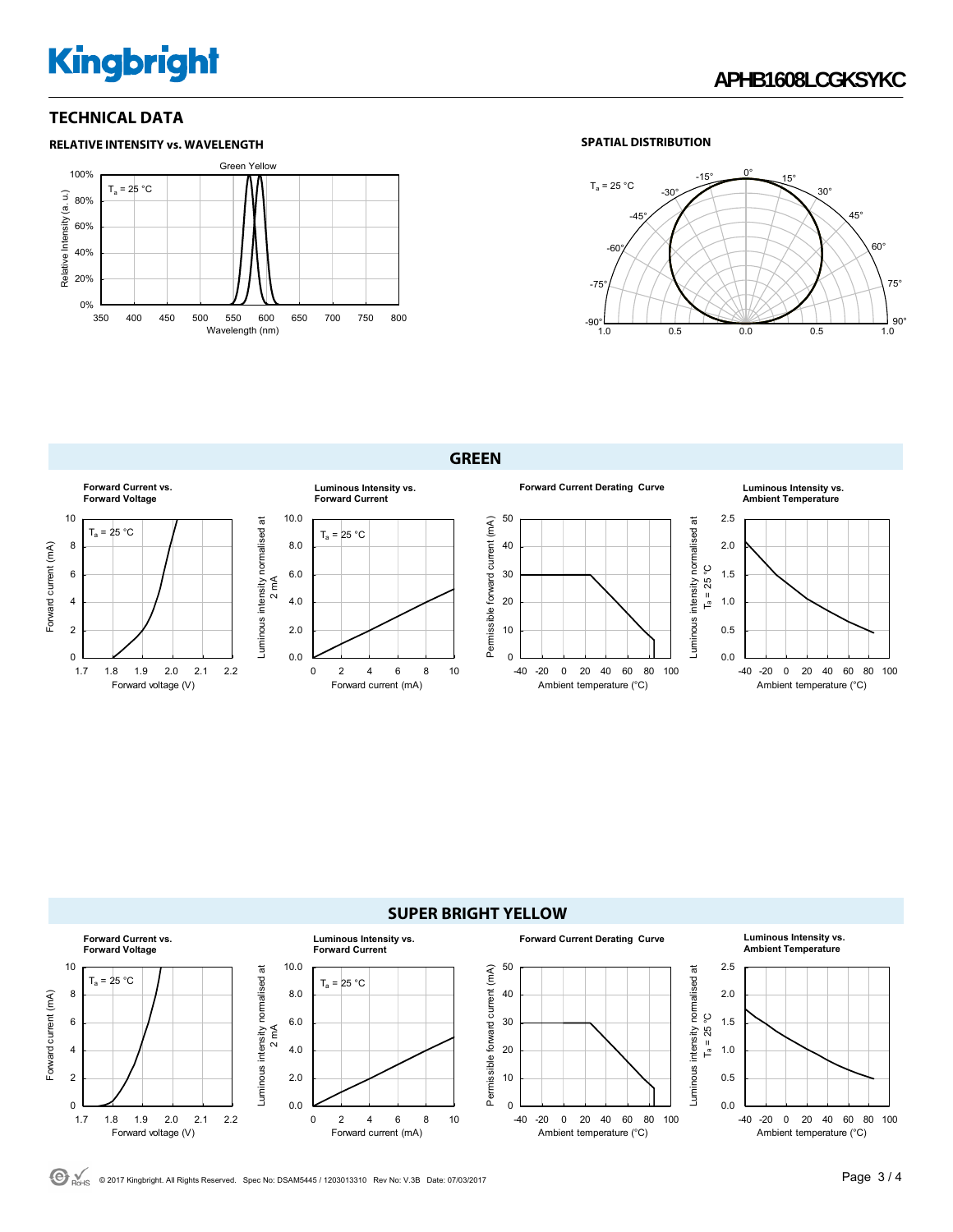## TECHNICAL DATA

### RELATIVE INTENSITY vs. WAVELENGTH

Green Yellow

$T_a$ = 25 °C

Relative Intensity (a. u.)

100%
80%
60%
40%
20%
0%

350 400 450 500 550 600 650 700 750 800

Wavelength (nm)

### SPATIAL DISTRIBUTION

$T_a$ = 25 °C

0° 15° 30° 45° 60° 75° 90°
-15° -30° -45° -60° -75° -90°

1.0 0.5 0.0 0.5 1.0

## GREEN

**Forward Current vs. Forward Voltage**

$T_a$ = 25 °C

Forward current (mA)

10 8 6 4 2 0

1.7 1.8 1.9 2.0 2.1 2.2

Forward voltage (V)

**Luminous Intensity vs. Forward Current**

$T_a$ = 25 °C

Luminous intensity normalised at 2 mA

10.0 8.0 6.0 4.0 2.0 0.0

0 2 4 6 8 10

Forward current (mA)

**Forward Current Derating Curve**

Permissible forward current (mA)

50 40 30 20 10 0

-40 -20 0 20 40 60 80 100

Ambient temperature (°C)

**Luminous Intensity vs. Ambient Temperature**

Luminous intensity normalised at $T_a$ = 25 °C

2.5 2.0 1.5 1.0 0.5 0.0

-40 -20 0 20 40 60 80 100

Ambient temperature (°C)

## SUPER BRIGHT YELLOW

**Forward Current vs. Forward Voltage**

$T_a$ = 25 °C

Forward current (mA)

10 8 6 4 2 0

1.7 1.8 1.9 2.0 2.1 2.2

Forward voltage (V)

**Luminous Intensity vs. Forward Current**

$T_a$ = 25 °C

Luminous intensity normalised at 2 mA

10.0 8.0 6.0 4.0 2.0 0.0

0 2 4 6 8 10

Forward current (mA)

**Forward Current Derating Curve**

Permissible forward current (mA)

50 40 30 20 10 0

-40 -20 0 20 40 60 80 100

Ambient temperature (°C)

**Luminous Intensity vs. Ambient Temperature**

Luminous intensity normalised at $T_a$ = 25 °C

2.5 2.0 1.5 1.0 0.5 0.0

-40 -20 0 20 40 60 80 100

Ambient temperature (°C)

© 2017 Kingbright. All Rights Reserved. Spec No: DSAM5445 / 1203013310 Rev No: V.3B Date: 07/03/2017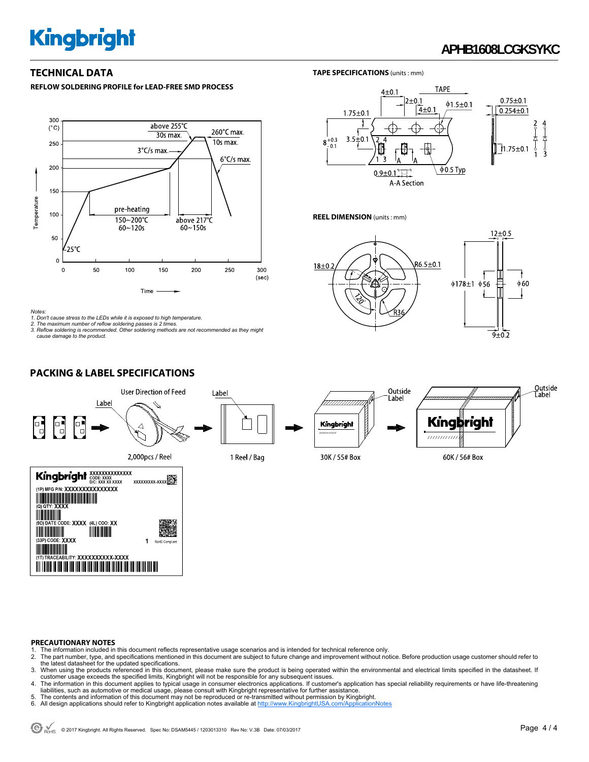## TECHNICAL DATA

### REFLOW SOLDERING PROFILE for LEAD-FREE SMD PROCESS

300
(°C)
250
200
150
100
50
0
Temperature
0
50
100
150
200
250
300
(sec)
Time
above 255°C
30s max.
260°C max.
10s max.
3°C/s max.
6°C/s max.
pre-heating
150~200°C
60~120s
above 217°C
60~150s
25°C

*Notes:*
*1. Don't cause stress to the LEDs while it is exposed to high temperature.*
*2. The maximum number of reflow soldering passes is 2 times.*
*3. Reflow soldering is recommended. Other soldering methods are not recommended as they might cause damage to the product.*

### TAPE SPECIFICATIONS (units : mm)

4±0.1
TAPE
2±0.1
4±0.1
ϕ1.5±0.1
1.75±0.1
0.75±0.1
0.254±0.1
8 +0.3 -0.1
3.5±0.1
2 4
1 3
A
A
1.75±0.1
ϕ0.5 Typ
0.9±0.1
A-A Section

### REEL DIMENSION (units : mm)

12±0.5
18±0.2
R6.5±0.1
120°
R36
ϕ178±1
ϕ56
ϕ60
9±0.2

## PACKING & LABEL SPECIFICATIONS

User Direction of Feed
Label
Label
Outside Label
Outside Label
2,000pcs / Reel
1 Reel / Bag
30K / 55# Box
60K / 56# Box

Kingbright XXXXXXXXXXXXXX
CODE: XXXX
D/C: XXX XX XXXX
XXXXXXXXX-XXXX
(1P) MFG P/N: XXXXXXXXXXXXXXX
(Q) QTY: XXXX
(9D) DATE CODE: XXXX (4L) COO: XX
(33P) CODE: XXXX 1 RoHS Compliant
(1T) TRACEABILITY: XXXXXXXXXX-XXXX

### PRECAUTIONARY NOTES

1. The information included in this document reflects representative usage scenarios and is intended for technical reference only.
2. The part number, type, and specifications mentioned in this document are subject to future change and improvement without notice. Before production usage customer should refer to the latest datasheet for the updated specifications.
3. When using the products referenced in this document, please make sure the product is being operated within the environmental and electrical limits specified in the datasheet. If customer usage exceeds the specified limits, Kingbright will not be responsible for any subsequent issues.
4. The information in this document applies to typical usage in consumer electronics applications. If customer's application has special reliability requirements or have life-threatening liabilities, such as automotive or medical usage, please consult with Kingbright representative for further assistance.
5. The contents and information of this document may not be reproduced or re-transmitted without permission by Kingbright.
6. All design applications should refer to Kingbright application notes available at http://www.KingbrightUSA.com/ApplicationNotes